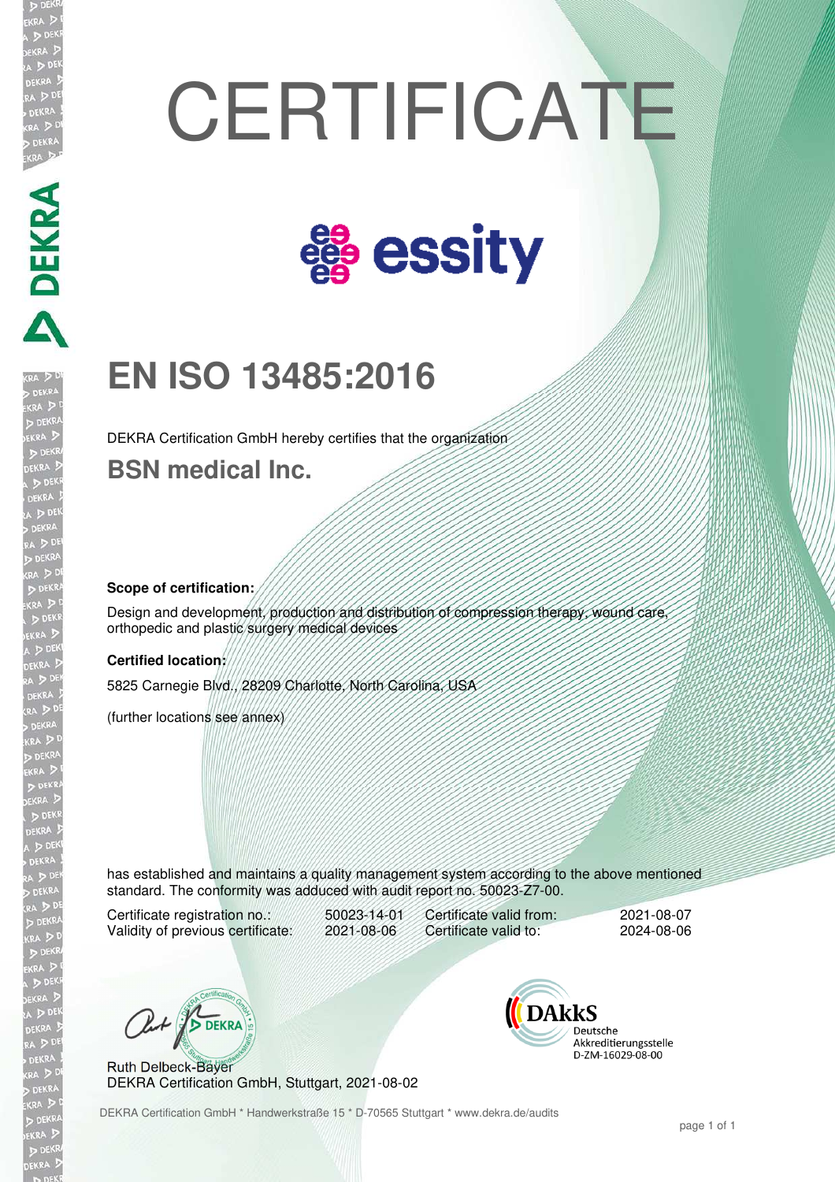# CERTIFICATE

essity

# EN ISO 13485:2016

DEKRA Certification GmbH hereby certifies that the organization

## BSN medical Inc.

**Scope of certification:**

Design and development, production and distribution of compression therapy, wound care, orthopedic and plastic surgery medical devices

**Certified location:**

5825 Carnegie Blvd., 28209 Charlotte, North Carolina, USA

(further locations see annex)

has established and maintains a quality management system according to the above mentioned standard. The conformity was adduced with audit report no. 50023-Z7-00.

| | | | |
|---|---|---|---|
| Certificate registration no.: | 50023-14-01 | Certificate valid from: | 2021-08-07 |
| Validity of previous certificate: | 2021-08-06 | Certificate valid to: | 2024-08-06 |

Ruth Delbeck-Bayer
DEKRA Certification GmbH, Stuttgart, 2021-08-02

DAkkS
Deutsche Akkreditierungsstelle
D-ZM-16029-08-00

DEKRA Certification GmbH * Handwerkstraße 15 * D-70565 Stuttgart * www.dekra.de/audits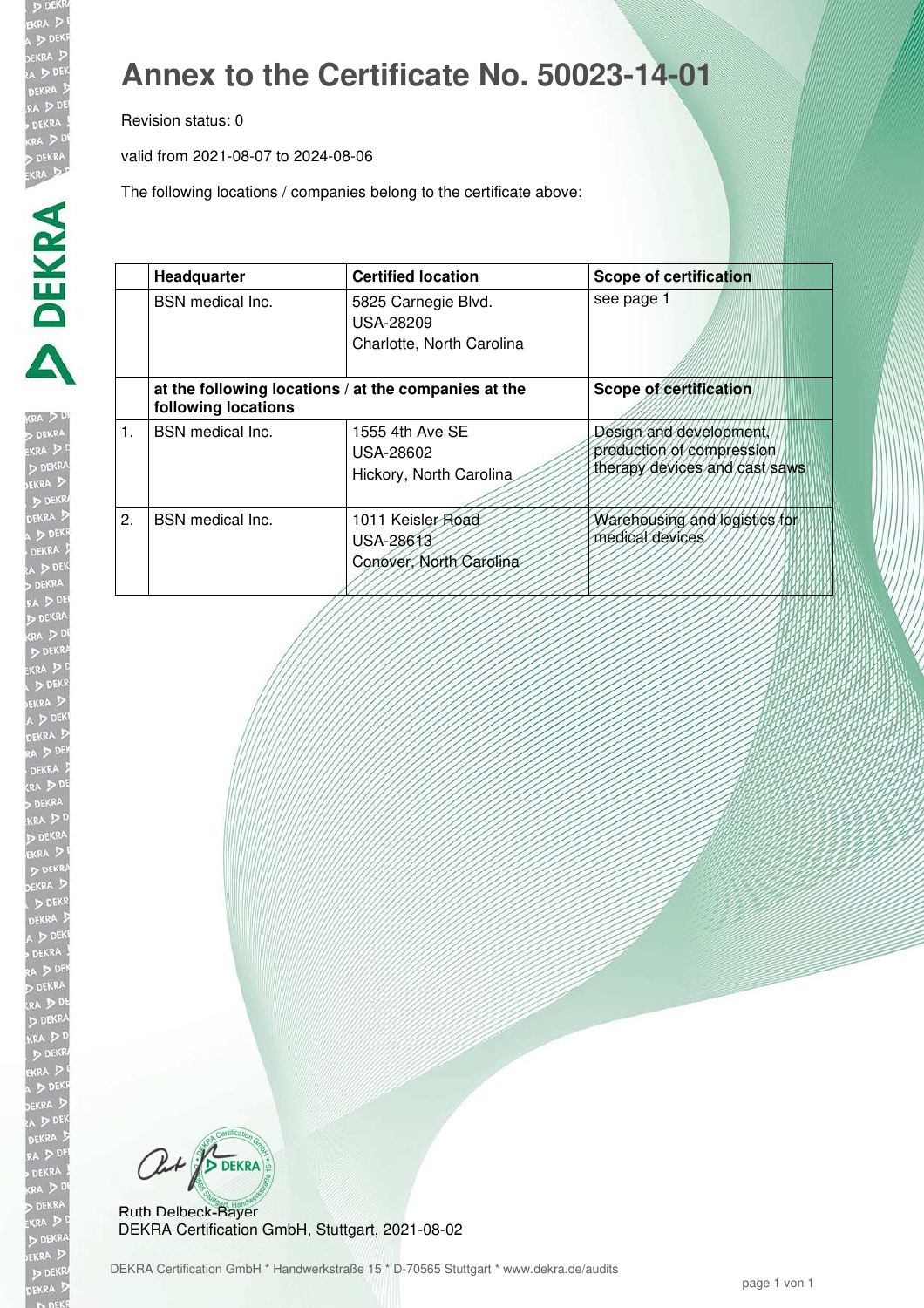# Annex to the Certificate No. 50023-14-01

Revision status: 0

valid from 2021-08-07 to 2024-08-06

The following locations / companies belong to the certificate above:

| | Headquarter | Certified location | Scope of certification |
|---|---|---|---|
| | BSN medical Inc. | 5825 Carnegie Blvd.<br>USA-28209<br>Charlotte, North Carolina | see page 1 |
| | **at the following locations / at the companies at the following locations** | | **Scope of certification** |
| 1. | BSN medical Inc. | 1555 4th Ave SE<br>USA-28602<br>Hickory, North Carolina | Design and development, production of compression therapy devices and cast saws |
| 2. | BSN medical Inc. | 1011 Keisler Road<br>USA-28613<br>Conover, North Carolina | Warehousing and logistics for medical devices |

Ruth Delbeck-Bayer
DEKRA Certification GmbH, Stuttgart, 2021-08-02

DEKRA Certification GmbH * Handwerkstraße 15 * D-70565 Stuttgart * www.dekra.de/audits